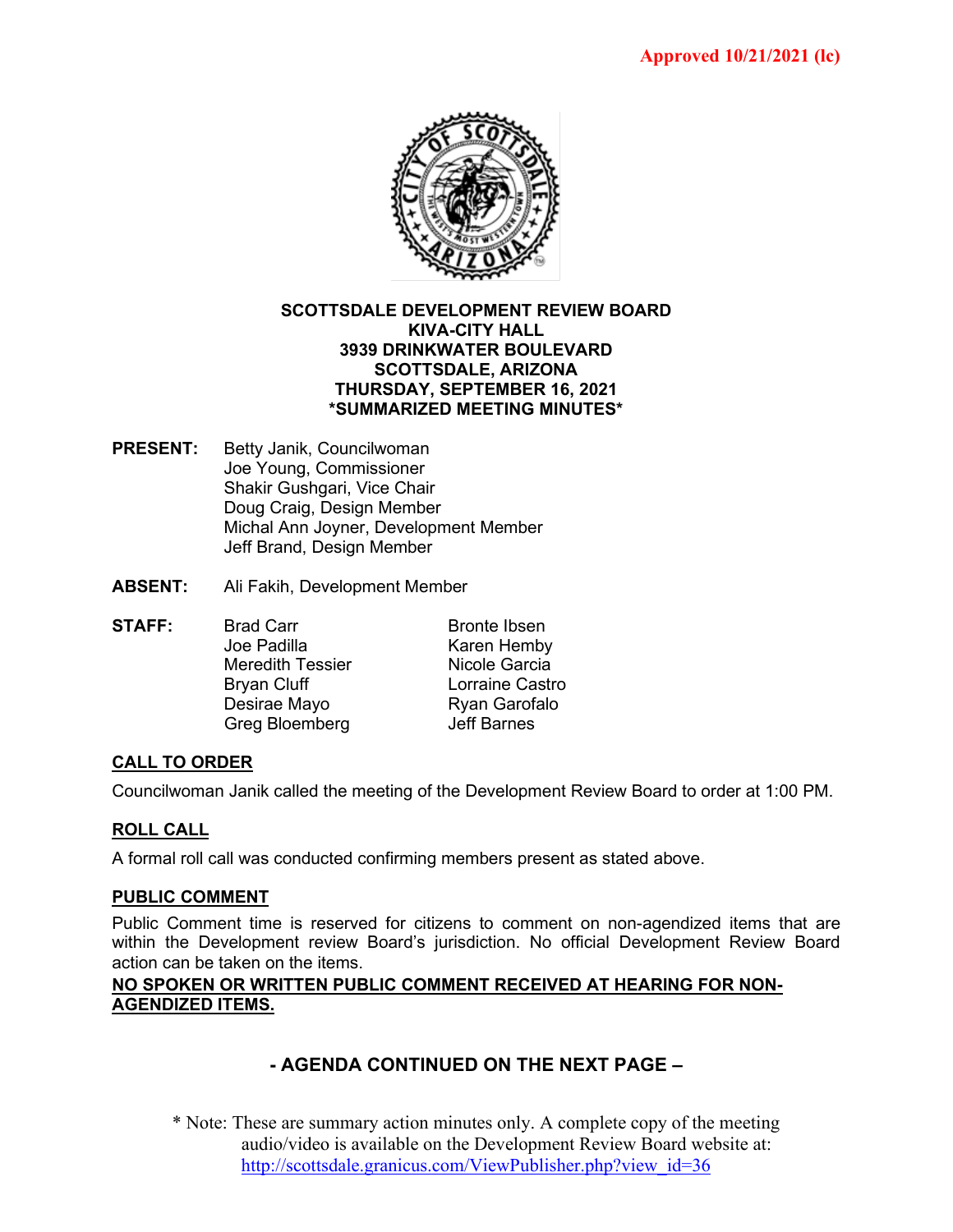**Approved 10/21/2021 (lc)**

**SCOTTSDALE DEVELOPMENT REVIEW BOARD**
**KIVA-CITY HALL**
**3939 DRINKWATER BOULEVARD**
**SCOTTSDALE, ARIZONA**
**THURSDAY, SEPTEMBER 16, 2021**
***SUMMARIZED MEETING MINUTES***

**PRESENT:** Betty Janik, Councilwoman
Joe Young, Commissioner
Shakir Gushgari, Vice Chair
Doug Craig, Design Member
Michal Ann Joyner, Development Member
Jeff Brand, Design Member

**ABSENT:** Ali Fakih, Development Member

**STAFF:**

| | |
|---|---|
| Brad Carr | Bronte Ibsen |
| Joe Padilla | Karen Hemby |
| Meredith Tessier | Nicole Garcia |
| Bryan Cluff | Lorraine Castro |
| Desirae Mayo | Ryan Garofalo |
| Greg Bloemberg | Jeff Barnes |

## CALL TO ORDER

Councilwoman Janik called the meeting of the Development Review Board to order at 1:00 PM.

## ROLL CALL

A formal roll call was conducted confirming members present as stated above.

## PUBLIC COMMENT

Public Comment time is reserved for citizens to comment on non-agendized items that are within the Development review Board's jurisdiction. No official Development Review Board action can be taken on the items.

**NO SPOKEN OR WRITTEN PUBLIC COMMENT RECEIVED AT HEARING FOR NON-AGENDIZED ITEMS.**

**- AGENDA CONTINUED ON THE NEXT PAGE –**

\* Note: These are summary action minutes only. A complete copy of the meeting audio/video is available on the Development Review Board website at: http://scottsdale.granicus.com/ViewPublisher.php?view_id=36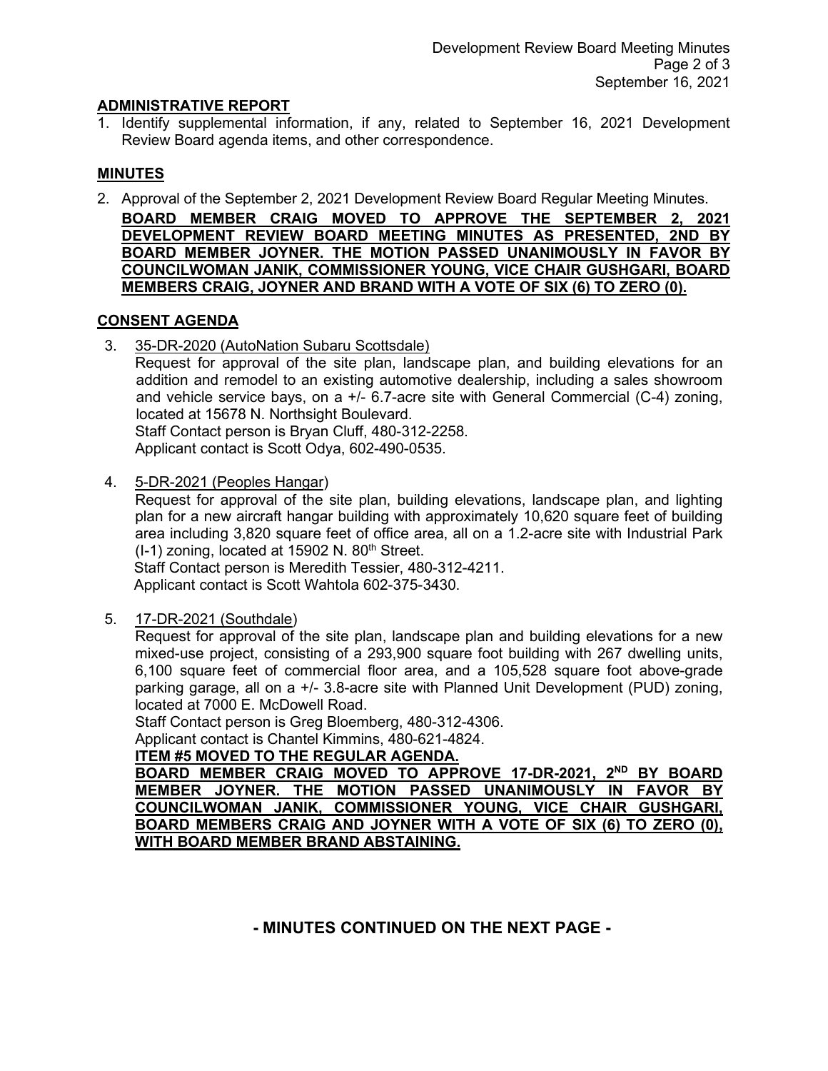## ADMINISTRATIVE REPORT

1. Identify supplemental information, if any, related to September 16, 2021 Development Review Board agenda items, and other correspondence.

## MINUTES

2. Approval of the September 2, 2021 Development Review Board Regular Meeting Minutes.

   **BOARD MEMBER CRAIG MOVED TO APPROVE THE SEPTEMBER 2, 2021 DEVELOPMENT REVIEW BOARD MEETING MINUTES AS PRESENTED, 2ND BY BOARD MEMBER JOYNER. THE MOTION PASSED UNANIMOUSLY IN FAVOR BY COUNCILWOMAN JANIK, COMMISSIONER YOUNG, VICE CHAIR GUSHGARI, BOARD MEMBERS CRAIG, JOYNER AND BRAND WITH A VOTE OF SIX (6) TO ZERO (0).**

## CONSENT AGENDA

3. 35-DR-2020 (AutoNation Subaru Scottsdale)

   Request for approval of the site plan, landscape plan, and building elevations for an addition and remodel to an existing automotive dealership, including a sales showroom and vehicle service bays, on a +/- 6.7-acre site with General Commercial (C-4) zoning, located at 15678 N. Northsight Boulevard.

   Staff Contact person is Bryan Cluff, 480-312-2258.

   Applicant contact is Scott Odya, 602-490-0535.

4. 5-DR-2021 (Peoples Hangar)

   Request for approval of the site plan, building elevations, landscape plan, and lighting plan for a new aircraft hangar building with approximately 10,620 square feet of building area including 3,820 square feet of office area, all on a 1.2-acre site with Industrial Park (I-1) zoning, located at 15902 N. 80th Street.

   Staff Contact person is Meredith Tessier, 480-312-4211.

   Applicant contact is Scott Wahtola 602-375-3430.

5. 17-DR-2021 (Southdale)

   Request for approval of the site plan, landscape plan and building elevations for a new mixed-use project, consisting of a 293,900 square foot building with 267 dwelling units, 6,100 square feet of commercial floor area, and a 105,528 square foot above-grade parking garage, all on a +/- 3.8-acre site with Planned Unit Development (PUD) zoning, located at 7000 E. McDowell Road.

   Staff Contact person is Greg Bloemberg, 480-312-4306.

   Applicant contact is Chantel Kimmins, 480-621-4824.

   **ITEM #5 MOVED TO THE REGULAR AGENDA.**

   **BOARD MEMBER CRAIG MOVED TO APPROVE 17-DR-2021, 2ND BY BOARD MEMBER JOYNER. THE MOTION PASSED UNANIMOUSLY IN FAVOR BY COUNCILWOMAN JANIK, COMMISSIONER YOUNG, VICE CHAIR GUSHGARI, BOARD MEMBERS CRAIG AND JOYNER WITH A VOTE OF SIX (6) TO ZERO (0), WITH BOARD MEMBER BRAND ABSTAINING.**

**- MINUTES CONTINUED ON THE NEXT PAGE -**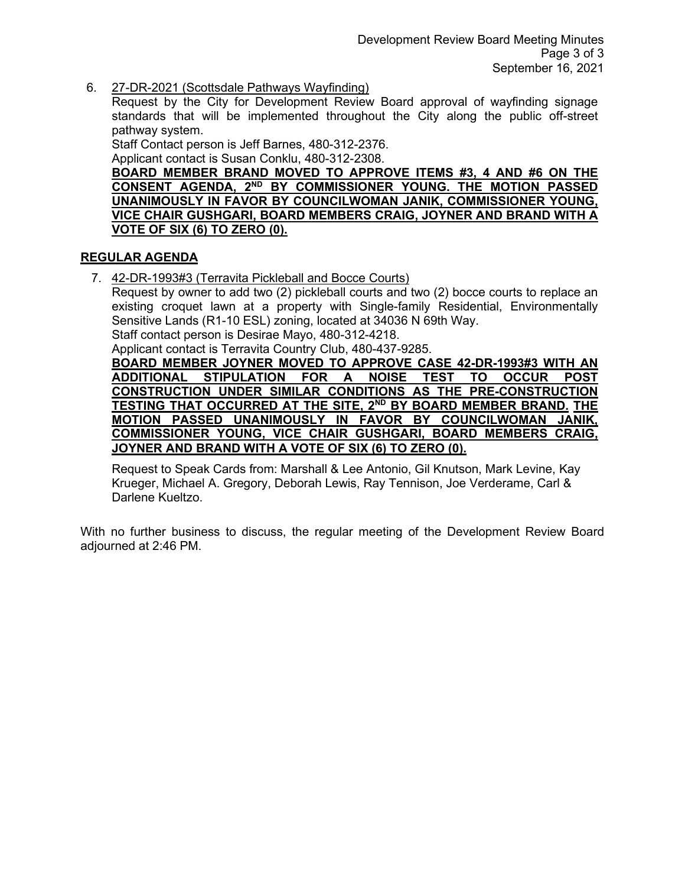6. 27-DR-2021 (Scottsdale Pathways Wayfinding)

   Request by the City for Development Review Board approval of wayfinding signage standards that will be implemented throughout the City along the public off-street pathway system.

   Staff Contact person is Jeff Barnes, 480-312-2376.

   Applicant contact is Susan Conklu, 480-312-2308.

   **BOARD MEMBER BRAND MOVED TO APPROVE ITEMS #3, 4 AND #6 ON THE CONSENT AGENDA, 2ND BY COMMISSIONER YOUNG. THE MOTION PASSED UNANIMOUSLY IN FAVOR BY COUNCILWOMAN JANIK, COMMISSIONER YOUNG, VICE CHAIR GUSHGARI, BOARD MEMBERS CRAIG, JOYNER AND BRAND WITH A VOTE OF SIX (6) TO ZERO (0).**

## REGULAR AGENDA

7. 42-DR-1993#3 (Terravita Pickleball and Bocce Courts)

   Request by owner to add two (2) pickleball courts and two (2) bocce courts to replace an existing croquet lawn at a property with Single-family Residential, Environmentally Sensitive Lands (R1-10 ESL) zoning, located at 34036 N 69th Way.

   Staff contact person is Desirae Mayo, 480-312-4218.

   Applicant contact is Terravita Country Club, 480-437-9285.

   **BOARD MEMBER JOYNER MOVED TO APPROVE CASE 42-DR-1993#3 WITH AN ADDITIONAL STIPULATION FOR A NOISE TEST TO OCCUR POST CONSTRUCTION UNDER SIMILAR CONDITIONS AS THE PRE-CONSTRUCTION TESTING THAT OCCURRED AT THE SITE, 2ND BY BOARD MEMBER BRAND. THE MOTION PASSED UNANIMOUSLY IN FAVOR BY COUNCILWOMAN JANIK, COMMISSIONER YOUNG, VICE CHAIR GUSHGARI, BOARD MEMBERS CRAIG, JOYNER AND BRAND WITH A VOTE OF SIX (6) TO ZERO (0).**

   Request to Speak Cards from: Marshall & Lee Antonio, Gil Knutson, Mark Levine, Kay Krueger, Michael A. Gregory, Deborah Lewis, Ray Tennison, Joe Verderame, Carl & Darlene Kueltzo.

With no further business to discuss, the regular meeting of the Development Review Board adjourned at 2:46 PM.